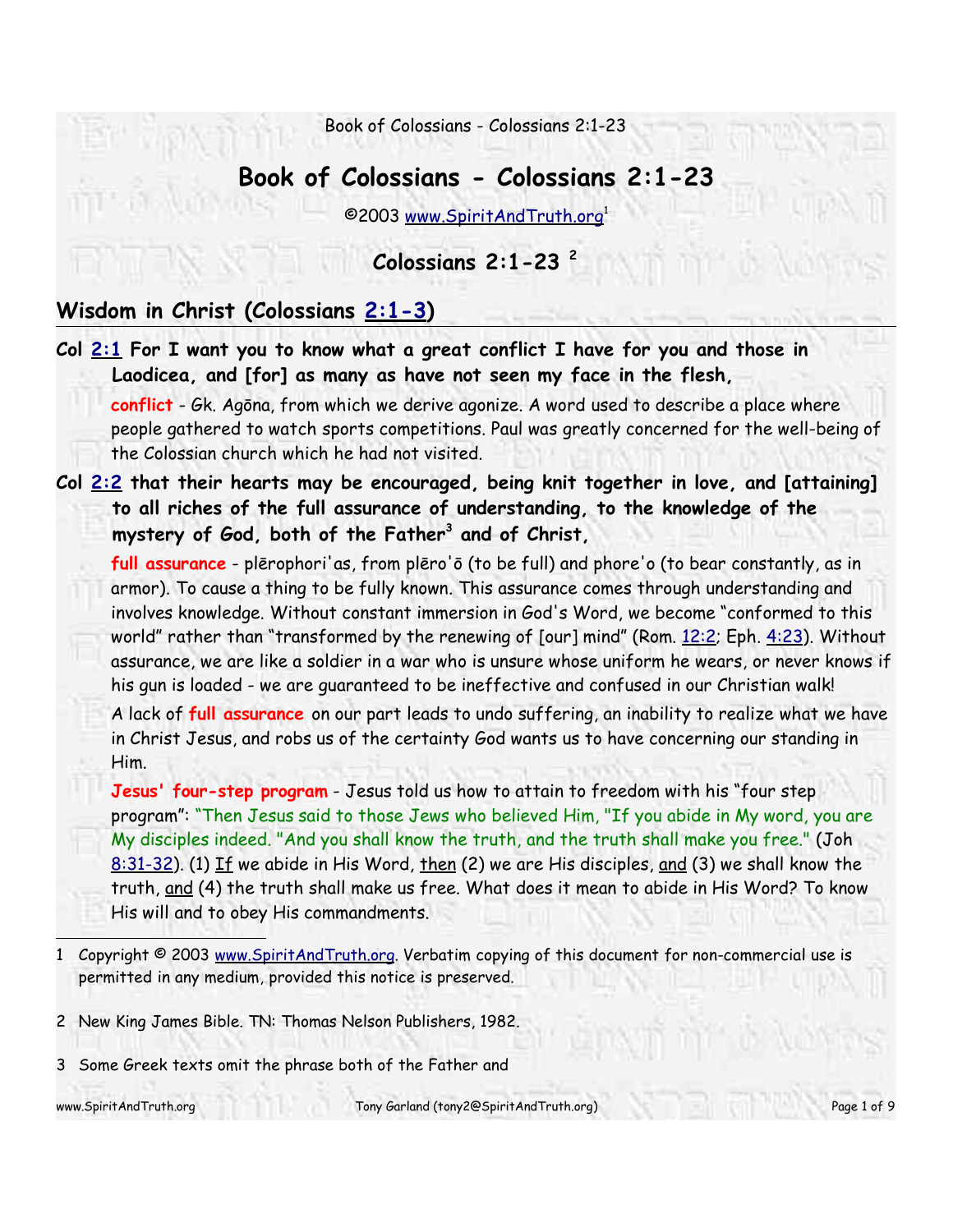# Book of Colossians - Colossians 2:1-23

©2003 www.SpiritAndTruth.org[1]

## Colossians 2:1-23 [2]

## Wisdom in Christ (Colossians 2:1-3)

**Col 2:1 For I want you to know what a great conflict I have for you and those in Laodicea, and [for] as many as have not seen my face in the flesh,**

**conflict** - Gk. Agōna, from which we derive agonize. A word used to describe a place where people gathered to watch sports competitions. Paul was greatly concerned for the well-being of the Colossian church which he had not visited.

**Col 2:2 that their hearts may be encouraged, being knit together in love, and [attaining] to all riches of the full assurance of understanding, to the knowledge of the mystery of God, both of the Father[3] and of Christ,**

**full assurance** - plērophori'as, from plēro'ō (to be full) and phore'o (to bear constantly, as in armor). To cause a thing to be fully known. This assurance comes through understanding and involves knowledge. Without constant immersion in God's Word, we become "conformed to this world" rather than "transformed by the renewing of [our] mind" (Rom. 12:2; Eph. 4:23). Without assurance, we are like a soldier in a war who is unsure whose uniform he wears, or never knows if his gun is loaded - we are guaranteed to be ineffective and confused in our Christian walk!

A lack of **full assurance** on our part leads to undo suffering, an inability to realize what we have in Christ Jesus, and robs us of the certainty God wants us to have concerning our standing in Him.

**Jesus' four-step program** - Jesus told us how to attain to freedom with his "four step program": "Then Jesus said to those Jews who believed Him, "If you abide in My word, you are My disciples indeed. "And you shall know the truth, and the truth shall make you free." (Joh 8:31-32). (1) If we abide in His Word, then (2) we are His disciples, and (3) we shall know the truth, and (4) the truth shall make us free. What does it mean to abide in His Word? To know His will and to obey His commandments.

---

1 Copyright © 2003 www.SpiritAndTruth.org. Verbatim copying of this document for non-commercial use is permitted in any medium, provided this notice is preserved.

2 New King James Bible. TN: Thomas Nelson Publishers, 1982.

3 Some Greek texts omit the phrase both of the Father and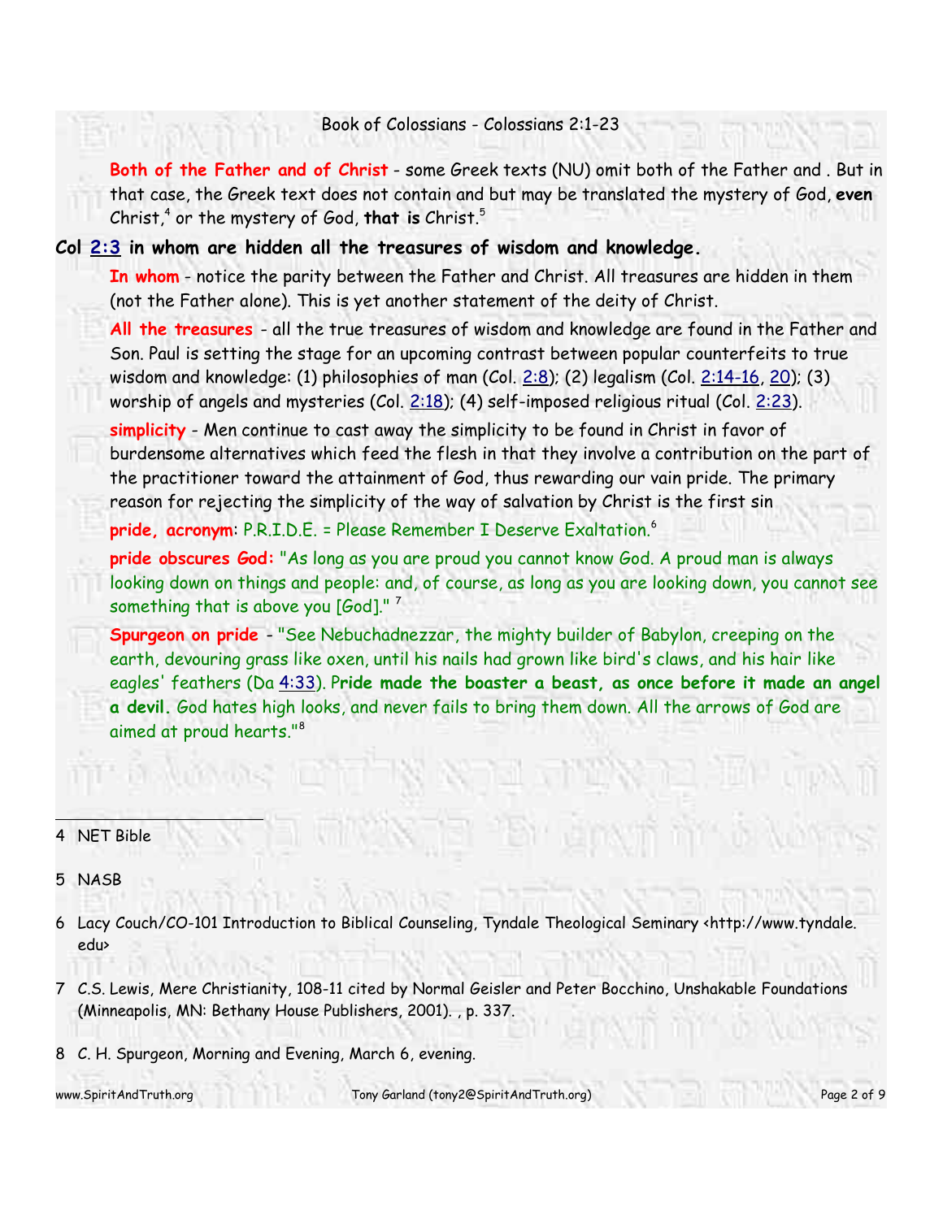**Both of the Father and of Christ** - some Greek texts (NU) omit both of the Father and . But in that case, the Greek text does not contain and but may be translated the mystery of God, **even** Christ,[4] or the mystery of God, **that is** Christ.[5]

**Col 2:3 in whom are hidden all the treasures of wisdom and knowledge.**

**In whom** - notice the parity between the Father and Christ. All treasures are hidden in them (not the Father alone). This is yet another statement of the deity of Christ.

**All the treasures** - all the true treasures of wisdom and knowledge are found in the Father and Son. Paul is setting the stage for an upcoming contrast between popular counterfeits to true wisdom and knowledge: (1) philosophies of man (Col. 2:8); (2) legalism (Col. 2:14-16, 20); (3) worship of angels and mysteries (Col. 2:18); (4) self-imposed religious ritual (Col. 2:23).

**simplicity** - Men continue to cast away the simplicity to be found in Christ in favor of burdensome alternatives which feed the flesh in that they involve a contribution on the part of the practitioner toward the attainment of God, thus rewarding our vain pride. The primary reason for rejecting the simplicity of the way of salvation by Christ is the first sin

**pride, acronym**: P.R.I.D.E. = Please Remember I Deserve Exaltation.[6]

**pride obscures God:** "As long as you are proud you cannot know God. A proud man is always looking down on things and people: and, of course, as long as you are looking down, you cannot see something that is above you [God]." [7]

**Spurgeon on pride** - "See Nebuchadnezzar, the mighty builder of Babylon, creeping on the earth, devouring grass like oxen, until his nails had grown like bird's claws, and his hair like eagles' feathers (Da 4:33). P**ride made the boaster a beast, as once before it made an angel a devil.** God hates high looks, and never fails to bring them down. All the arrows of God are aimed at proud hearts."[8]

---

4 NET Bible

5 NASB

6 Lacy Couch/CO-101 Introduction to Biblical Counseling, Tyndale Theological Seminary <http://www.tyndale.edu>

7 C.S. Lewis, Mere Christianity, 108-11 cited by Normal Geisler and Peter Bocchino, Unshakable Foundations (Minneapolis, MN: Bethany House Publishers, 2001). , p. 337.

8 C. H. Spurgeon, Morning and Evening, March 6, evening.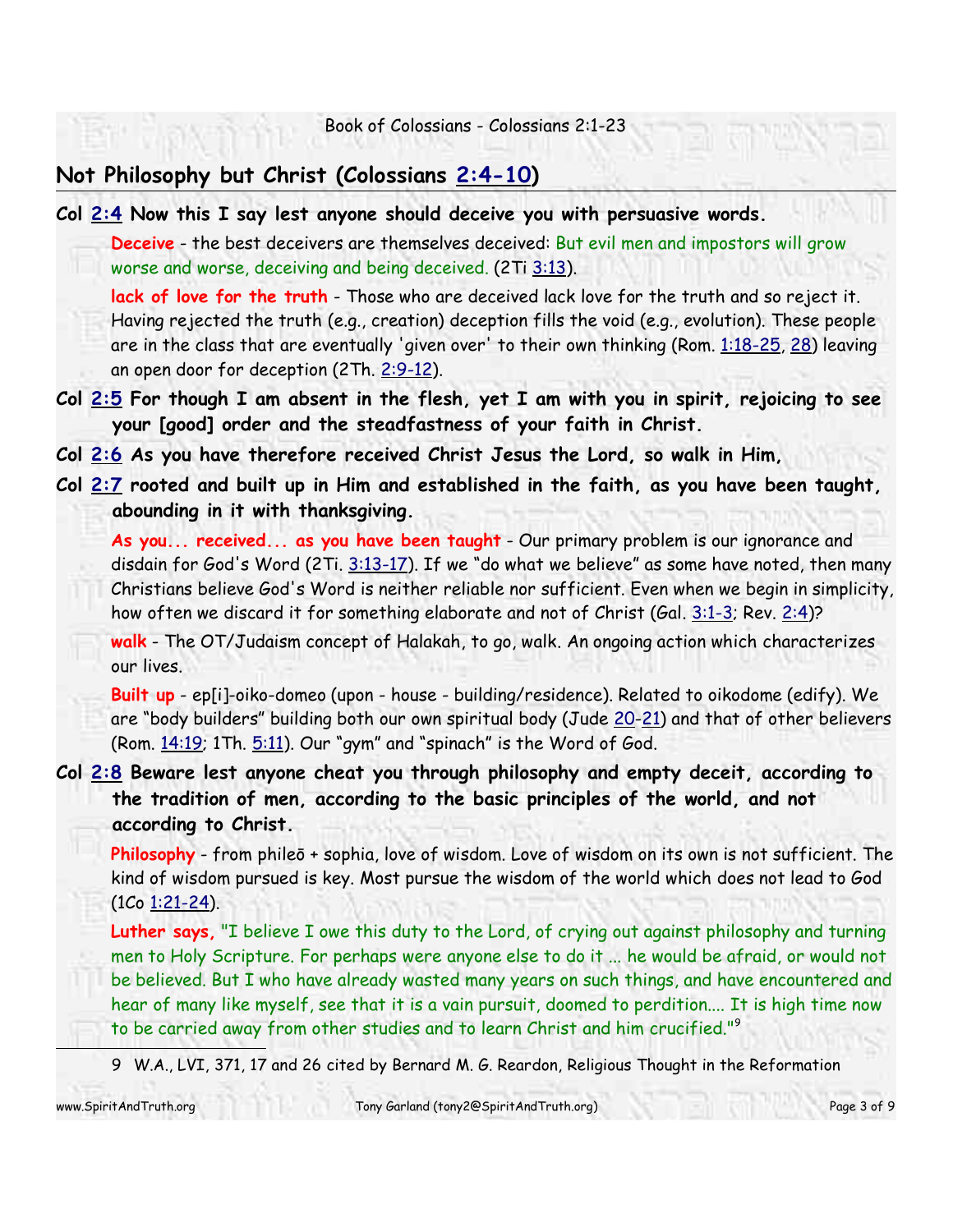## Not Philosophy but Christ (Colossians 2:4-10)

**Col 2:4 Now this I say lest anyone should deceive you with persuasive words.**

**Deceive** - the best deceivers are themselves deceived: But evil men and impostors will grow worse and worse, deceiving and being deceived. (2Ti 3:13).

**lack of love for the truth** - Those who are deceived lack love for the truth and so reject it. Having rejected the truth (e.g., creation) deception fills the void (e.g., evolution). These people are in the class that are eventually 'given over' to their own thinking (Rom. 1:18-25, 28) leaving an open door for deception (2Th. 2:9-12).

**Col 2:5 For though I am absent in the flesh, yet I am with you in spirit, rejoicing to see your [good] order and the steadfastness of your faith in Christ.**

**Col 2:6 As you have therefore received Christ Jesus the Lord, so walk in Him,**

**Col 2:7 rooted and built up in Him and established in the faith, as you have been taught, abounding in it with thanksgiving.**

**As you... received... as you have been taught** - Our primary problem is our ignorance and disdain for God's Word (2Ti. 3:13-17). If we "do what we believe" as some have noted, then many Christians believe God's Word is neither reliable nor sufficient. Even when we begin in simplicity, how often we discard it for something elaborate and not of Christ (Gal. 3:1-3; Rev. 2:4)?

**walk** - The OT/Judaism concept of Halakah, to go, walk. An ongoing action which characterizes our lives.

**Built up** - ep[i]-oiko-domeo (upon - house - building/residence). Related to oikodome (edify). We are "body builders" building both our own spiritual body (Jude 20-21) and that of other believers (Rom. 14:19; 1Th. 5:11). Our "gym" and "spinach" is the Word of God.

**Col 2:8 Beware lest anyone cheat you through philosophy and empty deceit, according to the tradition of men, according to the basic principles of the world, and not according to Christ.**

**Philosophy** - from phileō + sophia, love of wisdom. Love of wisdom on its own is not sufficient. The kind of wisdom pursued is key. Most pursue the wisdom of the world which does not lead to God (1Co 1:21-24).

**Luther says,** "I believe I owe this duty to the Lord, of crying out against philosophy and turning men to Holy Scripture. For perhaps were anyone else to do it ... he would be afraid, or would not be believed. But I who have already wasted many years on such things, and have encountered and hear of many like myself, see that it is a vain pursuit, doomed to perdition.... It is high time now to be carried away from other studies and to learn Christ and him crucified."[9]

---

9 W.A., LVI, 371, 17 and 26 cited by Bernard M. G. Reardon, Religious Thought in the Reformation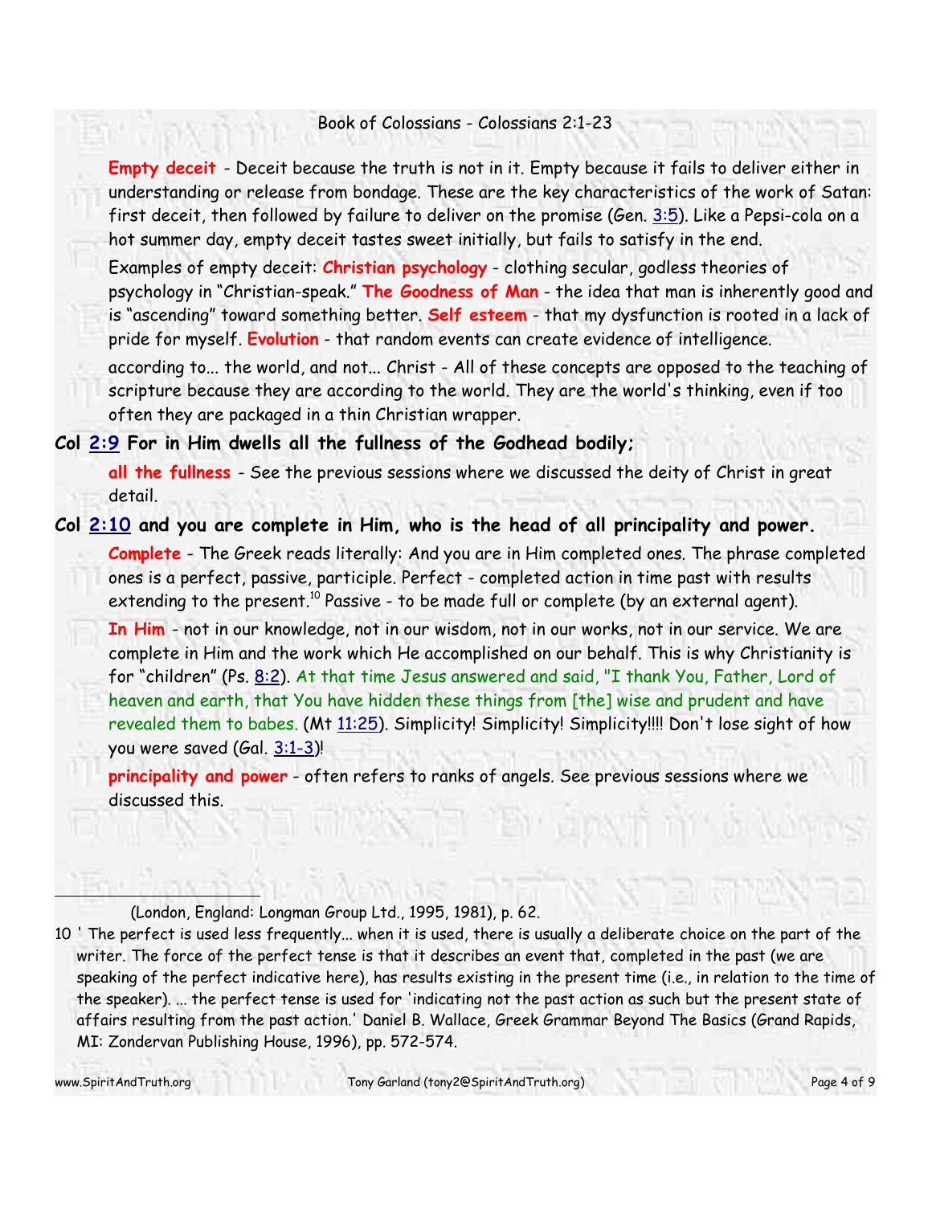**Empty deceit** - Deceit because the truth is not in it. Empty because it fails to deliver either in understanding or release from bondage. These are the key characteristics of the work of Satan: first deceit, then followed by failure to deliver on the promise (Gen. 3:5). Like a Pepsi-cola on a hot summer day, empty deceit tastes sweet initially, but fails to satisfy in the end.

Examples of empty deceit: **Christian psychology** - clothing secular, godless theories of psychology in "Christian-speak." **The Goodness of Man** - the idea that man is inherently good and is "ascending" toward something better. **Self esteem** - that my dysfunction is rooted in a lack of pride for myself. **Evolution** - that random events can create evidence of intelligence.

according to... the world, and not... Christ - All of these concepts are opposed to the teaching of scripture because they are according to the world. They are the world's thinking, even if too often they are packaged in a thin Christian wrapper.

**Col 2:9 For in Him dwells all the fullness of the Godhead bodily;**

**all the fullness** - See the previous sessions where we discussed the deity of Christ in great detail.

**Col 2:10 and you are complete in Him, who is the head of all principality and power.**

**Complete** - The Greek reads literally: And you are in Him completed ones. The phrase completed ones is a perfect, passive, participle. Perfect - completed action in time past with results extending to the present.[10] Passive - to be made full or complete (by an external agent).

**In Him** - not in our knowledge, not in our wisdom, not in our works, not in our service. We are complete in Him and the work which He accomplished on our behalf. This is why Christianity is for "children" (Ps. 8:2). At that time Jesus answered and said, "I thank You, Father, Lord of heaven and earth, that You have hidden these things from [the] wise and prudent and have revealed them to babes. (Mt 11:25). Simplicity! Simplicity! Simplicity!!!! Don't lose sight of how you were saved (Gal. 3:1-3)!

**principality and power** - often refers to ranks of angels. See previous sessions where we discussed this.

---

(London, England: Longman Group Ltd., 1995, 1981), p. 62.

10 ' The perfect is used less frequently... when it is used, there is usually a deliberate choice on the part of the writer. The force of the perfect tense is that it describes an event that, completed in the past (we are speaking of the perfect indicative here), has results existing in the present time (i.e., in relation to the time of the speaker). ... the perfect tense is used for 'indicating not the past action as such but the present state of affairs resulting from the past action.' Daniel B. Wallace, Greek Grammar Beyond The Basics (Grand Rapids, MI: Zondervan Publishing House, 1996), pp. 572-574.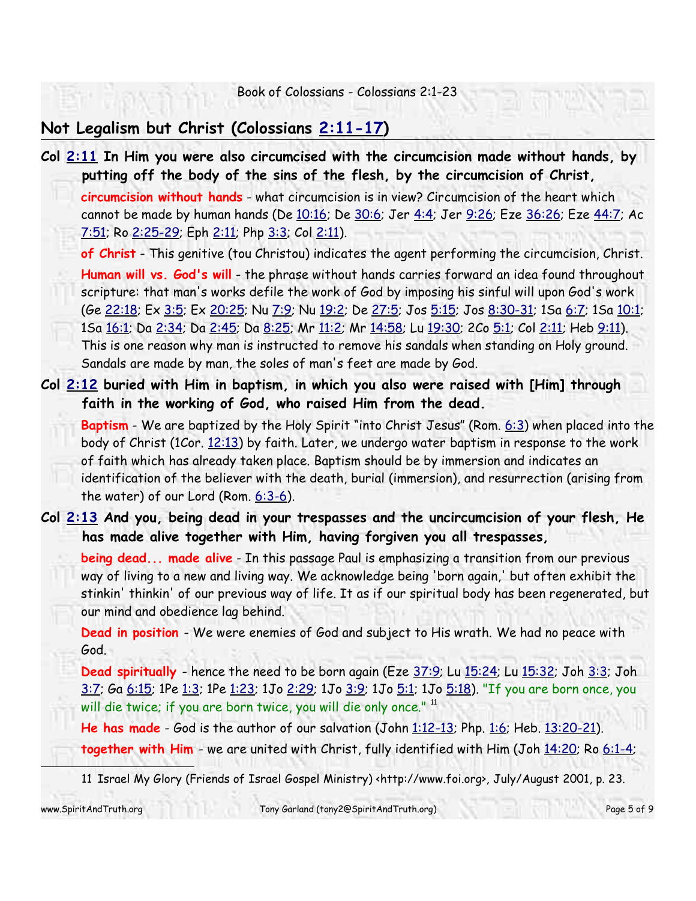## Not Legalism but Christ (Colossians 2:11-17)

**Col 2:11 In Him you were also circumcised with the circumcision made without hands, by putting off the body of the sins of the flesh, by the circumcision of Christ,**

**circumcision without hands** - what circumcision is in view? Circumcision of the heart which cannot be made by human hands (De 10:16; De 30:6; Jer 4:4; Jer 9:26; Eze 36:26; Eze 44:7; Ac 7:51; Ro 2:25-29; Eph 2:11; Php 3:3; Col 2:11).

**of Christ** - This genitive (tou Christou) indicates the agent performing the circumcision, Christ.

**Human will vs. God's will** - the phrase without hands carries forward an idea found throughout scripture: that man's works defile the work of God by imposing his sinful will upon God's work (Ge 22:18; Ex 3:5; Ex 20:25; Nu 7:9; Nu 19:2; De 27:5; Jos 5:15; Jos 8:30-31; 1Sa 6:7; 1Sa 10:1; 1Sa 16:1; Da 2:34; Da 2:45; Da 8:25; Mr 11:2; Mr 14:58; Lu 19:30; 2Co 5:1; Col 2:11; Heb 9:11). This is one reason why man is instructed to remove his sandals when standing on Holy ground. Sandals are made by man, the soles of man's feet are made by God.

**Col 2:12 buried with Him in baptism, in which you also were raised with [Him] through faith in the working of God, who raised Him from the dead.**

**Baptism** - We are baptized by the Holy Spirit "into Christ Jesus" (Rom. 6:3) when placed into the body of Christ (1Cor. 12:13) by faith. Later, we undergo water baptism in response to the work of faith which has already taken place. Baptism should be by immersion and indicates an identification of the believer with the death, burial (immersion), and resurrection (arising from the water) of our Lord (Rom. 6:3-6).

**Col 2:13 And you, being dead in your trespasses and the uncircumcision of your flesh, He has made alive together with Him, having forgiven you all trespasses,**

**being dead... made alive** - In this passage Paul is emphasizing a transition from our previous way of living to a new and living way. We acknowledge being 'born again,' but often exhibit the stinkin' thinkin' of our previous way of life. It as if our spiritual body has been regenerated, but our mind and obedience lag behind.

**Dead in position** - We were enemies of God and subject to His wrath. We had no peace with God.

**Dead spiritually** - hence the need to be born again (Eze 37:9; Lu 15:24; Lu 15:32; Joh 3:3; Joh 3:7; Ga 6:15; 1Pe 1:3; 1Pe 1:23; 1Jo 2:29; 1Jo 3:9; 1Jo 5:1; 1Jo 5:18). "If you are born once, you will die twice; if you are born twice, you will die only once." [11]

**He has made** - God is the author of our salvation (John 1:12-13; Php. 1:6; Heb. 13:20-21).

**together with Him** - we are united with Christ, fully identified with Him (Joh 14:20; Ro 6:1-4;

---

11 Israel My Glory (Friends of Israel Gospel Ministry) <http://www.foi.org>, July/August 2001, p. 23.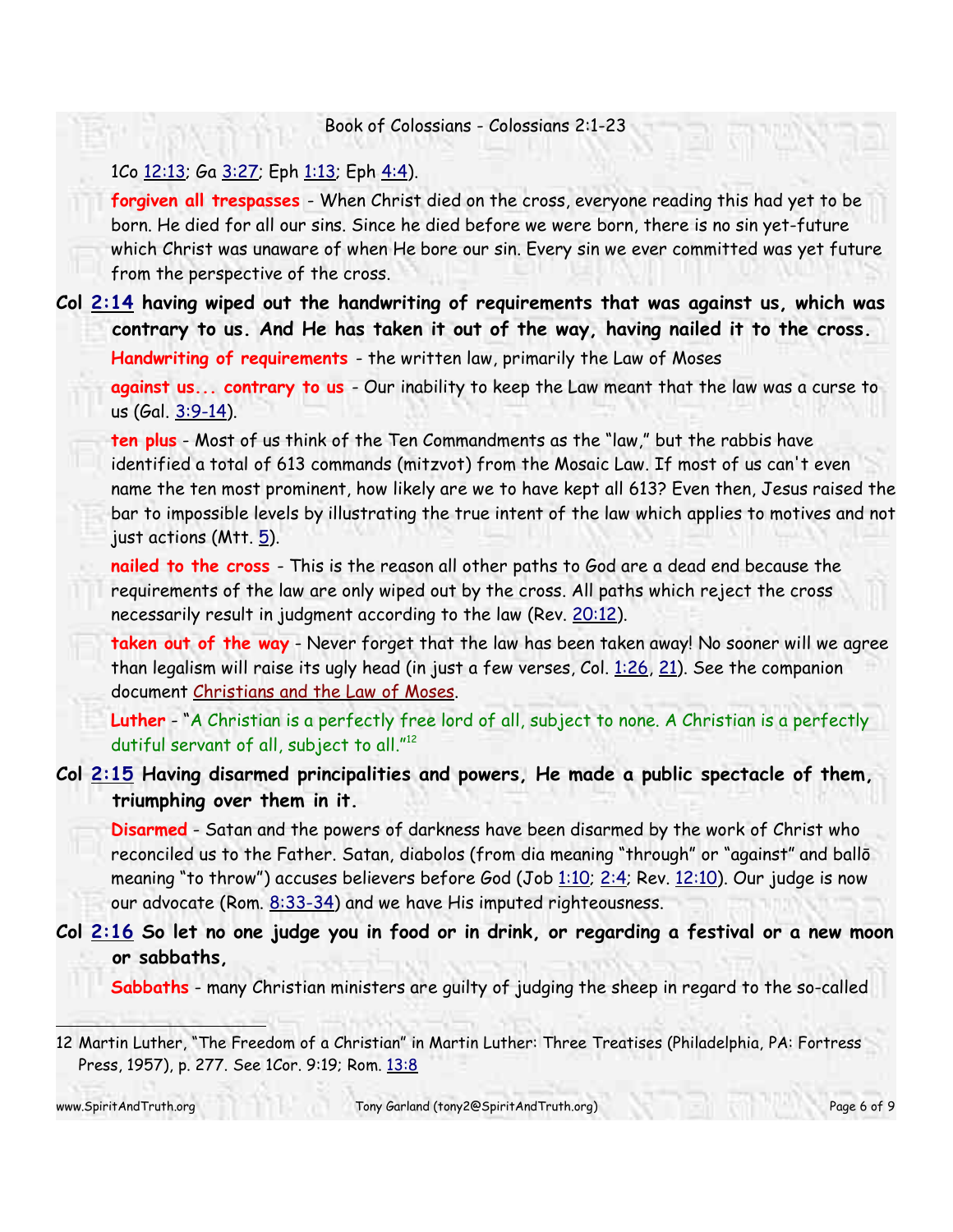1Co 12:13; Ga 3:27; Eph 1:13; Eph 4:4).

**forgiven all trespasses** - When Christ died on the cross, everyone reading this had yet to be born. He died for all our sins. Since he died before we were born, there is no sin yet-future which Christ was unaware of when He bore our sin. Every sin we ever committed was yet future from the perspective of the cross.

**Col 2:14 having wiped out the handwriting of requirements that was against us, which was contrary to us. And He has taken it out of the way, having nailed it to the cross.**

**Handwriting of requirements** - the written law, primarily the Law of Moses

**against us... contrary to us** - Our inability to keep the Law meant that the law was a curse to us (Gal. 3:9-14).

**ten plus** - Most of us think of the Ten Commandments as the "law," but the rabbis have identified a total of 613 commands (mitzvot) from the Mosaic Law. If most of us can't even name the ten most prominent, how likely are we to have kept all 613? Even then, Jesus raised the bar to impossible levels by illustrating the true intent of the law which applies to motives and not just actions (Mtt. 5).

**nailed to the cross** - This is the reason all other paths to God are a dead end because the requirements of the law are only wiped out by the cross. All paths which reject the cross necessarily result in judgment according to the law (Rev. 20:12).

**taken out of the way** - Never forget that the law has been taken away! No sooner will we agree than legalism will raise its ugly head (in just a few verses, Col. 1:26, 21). See the companion document Christians and the Law of Moses.

**Luther** - "A Christian is a perfectly free lord of all, subject to none. A Christian is a perfectly dutiful servant of all, subject to all."[12]

**Col 2:15 Having disarmed principalities and powers, He made a public spectacle of them, triumphing over them in it.**

**Disarmed** - Satan and the powers of darkness have been disarmed by the work of Christ who reconciled us to the Father. Satan, diabolos (from dia meaning "through" or "against" and ballō meaning "to throw") accuses believers before God (Job 1:10; 2:4; Rev. 12:10). Our judge is now our advocate (Rom. 8:33-34) and we have His imputed righteousness.

**Col 2:16 So let no one judge you in food or in drink, or regarding a festival or a new moon or sabbaths,**

**Sabbaths** - many Christian ministers are guilty of judging the sheep in regard to the so-called

---

12 Martin Luther, "The Freedom of a Christian" in Martin Luther: Three Treatises (Philadelphia, PA: Fortress Press, 1957), p. 277. See 1Cor. 9:19; Rom. 13:8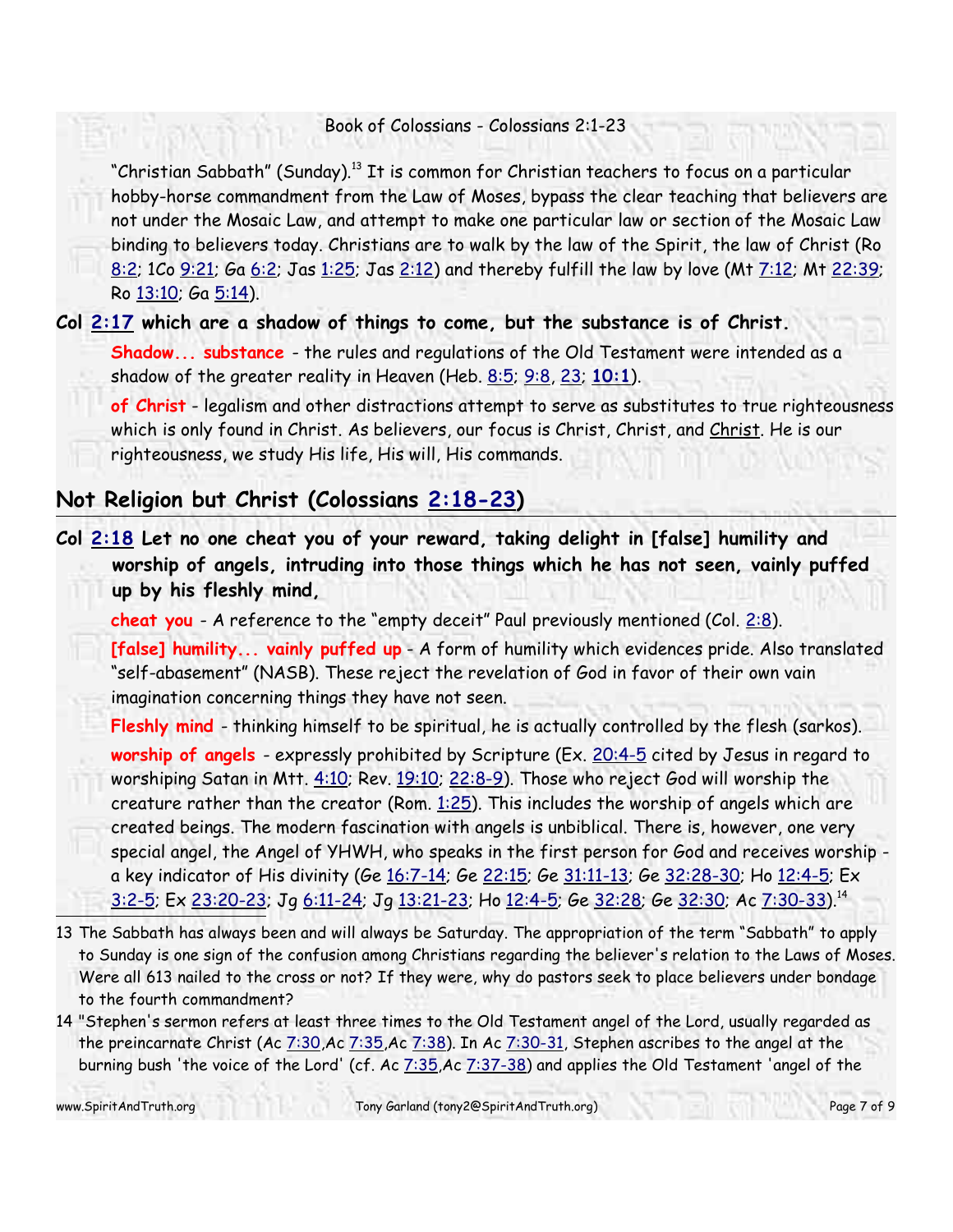"Christian Sabbath" (Sunday).[13] It is common for Christian teachers to focus on a particular hobby-horse commandment from the Law of Moses, bypass the clear teaching that believers are not under the Mosaic Law, and attempt to make one particular law or section of the Mosaic Law binding to believers today. Christians are to walk by the law of the Spirit, the law of Christ (Ro 8:2; 1Co 9:21; Ga 6:2; Jas 1:25; Jas 2:12) and thereby fulfill the law by love (Mt 7:12; Mt 22:39; Ro 13:10; Ga 5:14).

**Col 2:17 which are a shadow of things to come, but the substance is of Christ.**

**Shadow... substance** - the rules and regulations of the Old Testament were intended as a shadow of the greater reality in Heaven (Heb. 8:5; 9:8, 23; **10:1**).

**of Christ** - legalism and other distractions attempt to serve as substitutes to true righteousness which is only found in Christ. As believers, our focus is Christ, Christ, and Christ. He is our righteousness, we study His life, His will, His commands.

## Not Religion but Christ (Colossians 2:18-23)

**Col 2:18 Let no one cheat you of your reward, taking delight in [false] humility and worship of angels, intruding into those things which he has not seen, vainly puffed up by his fleshly mind,**

**cheat you** - A reference to the "empty deceit" Paul previously mentioned (Col. 2:8).

**[false] humility... vainly puffed up** - A form of humility which evidences pride. Also translated "self-abasement" (NASB). These reject the revelation of God in favor of their own vain imagination concerning things they have not seen.

**Fleshly mind** - thinking himself to be spiritual, he is actually controlled by the flesh (sarkos).

**worship of angels** - expressly prohibited by Scripture (Ex. 20:4-5 cited by Jesus in regard to worshiping Satan in Mtt. 4:10; Rev. 19:10; 22:8-9). Those who reject God will worship the creature rather than the creator (Rom. 1:25). This includes the worship of angels which are created beings. The modern fascination with angels is unbiblical. There is, however, one very special angel, the Angel of YHWH, who speaks in the first person for God and receives worship - a key indicator of His divinity (Ge 16:7-14; Ge 22:15; Ge 31:11-13; Ge 32:28-30; Ho 12:4-5; Ex 3:2-5; Ex 23:20-23; Jg 6:11-24; Jg 13:21-23; Ho 12:4-5; Ge 32:28; Ge 32:30; Ac 7:30-33).[14]

---

13 The Sabbath has always been and will always be Saturday. The appropriation of the term "Sabbath" to apply to Sunday is one sign of the confusion among Christians regarding the believer's relation to the Laws of Moses. Were all 613 nailed to the cross or not? If they were, why do pastors seek to place believers under bondage to the fourth commandment?

14 "Stephen's sermon refers at least three times to the Old Testament angel of the Lord, usually regarded as the preincarnate Christ (Ac 7:30,Ac 7:35,Ac 7:38). In Ac 7:30-31, Stephen ascribes to the angel at the burning bush 'the voice of the Lord' (cf. Ac 7:35,Ac 7:37-38) and applies the Old Testament 'angel of the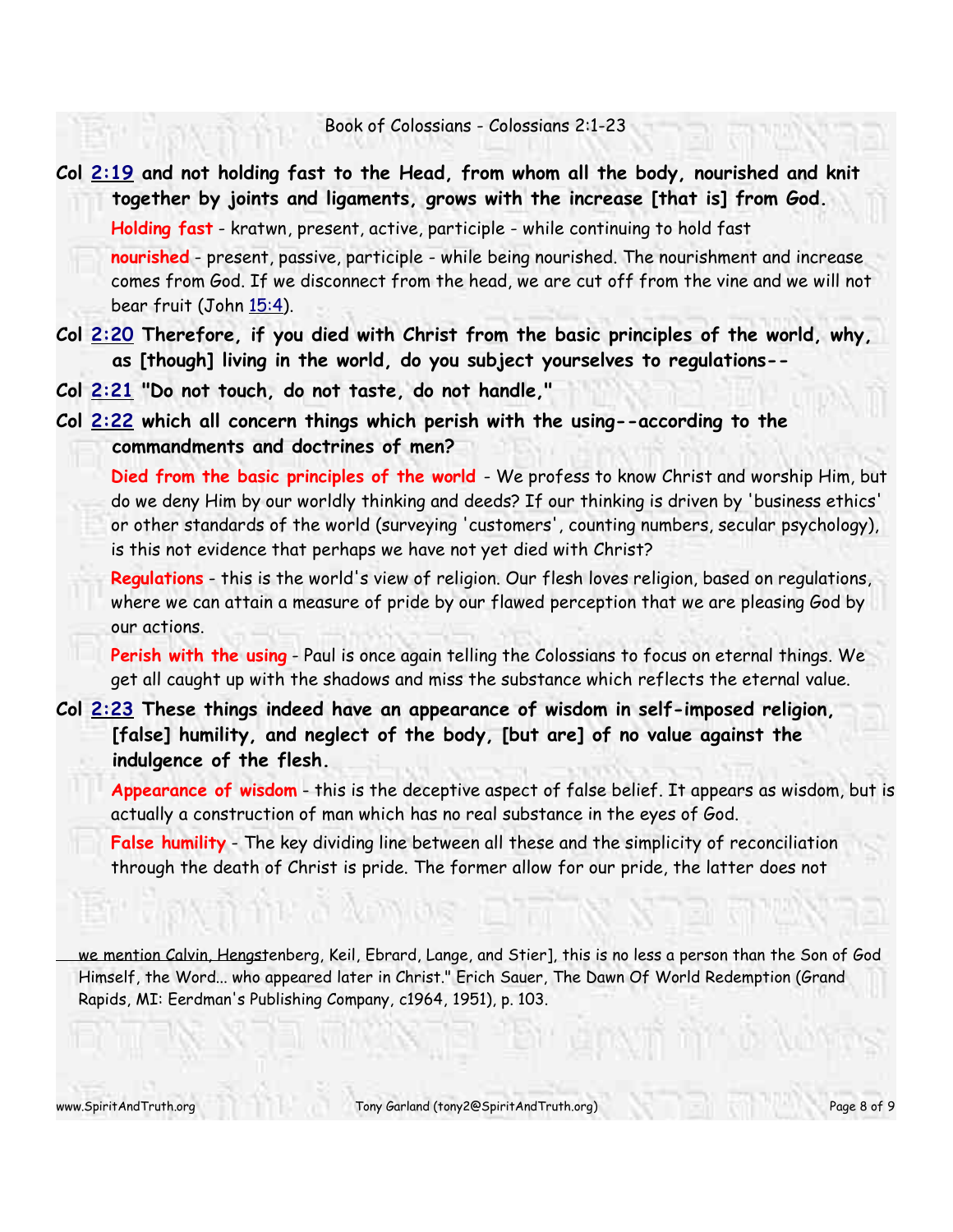**Col 2:19 and not holding fast to the Head, from whom all the body, nourished and knit together by joints and ligaments, grows with the increase [that is] from God.**

Holding fast - kratwn, present, active, participle - while continuing to hold fast

nourished - present, passive, participle - while being nourished. The nourishment and increase comes from God. If we disconnect from the head, we are cut off from the vine and we will not bear fruit (John 15:4).

**Col 2:20 Therefore, if you died with Christ from the basic principles of the world, why, as [though] living in the world, do you subject yourselves to regulations--**

**Col 2:21 "Do not touch, do not taste, do not handle,"**

**Col 2:22 which all concern things which perish with the using--according to the commandments and doctrines of men?**

Died from the basic principles of the world - We profess to know Christ and worship Him, but do we deny Him by our worldly thinking and deeds? If our thinking is driven by 'business ethics' or other standards of the world (surveying 'customers', counting numbers, secular psychology), is this not evidence that perhaps we have not yet died with Christ?

Regulations - this is the world's view of religion. Our flesh loves religion, based on regulations, where we can attain a measure of pride by our flawed perception that we are pleasing God by our actions.

Perish with the using - Paul is once again telling the Colossians to focus on eternal things. We get all caught up with the shadows and miss the substance which reflects the eternal value.

**Col 2:23 These things indeed have an appearance of wisdom in self-imposed religion, [false] humility, and neglect of the body, [but are] of no value against the indulgence of the flesh.**

Appearance of wisdom - this is the deceptive aspect of false belief. It appears as wisdom, but is actually a construction of man which has no real substance in the eyes of God.

False humility - The key dividing line between all these and the simplicity of reconciliation through the death of Christ is pride. The former allow for our pride, the latter does not

---

we mention Calvin, Hengstenberg, Keil, Ebrard, Lange, and Stier], this is no less a person than the Son of God Himself, the Word... who appeared later in Christ." Erich Sauer, The Dawn Of World Redemption (Grand Rapids, MI: Eerdman's Publishing Company, c1964, 1951), p. 103.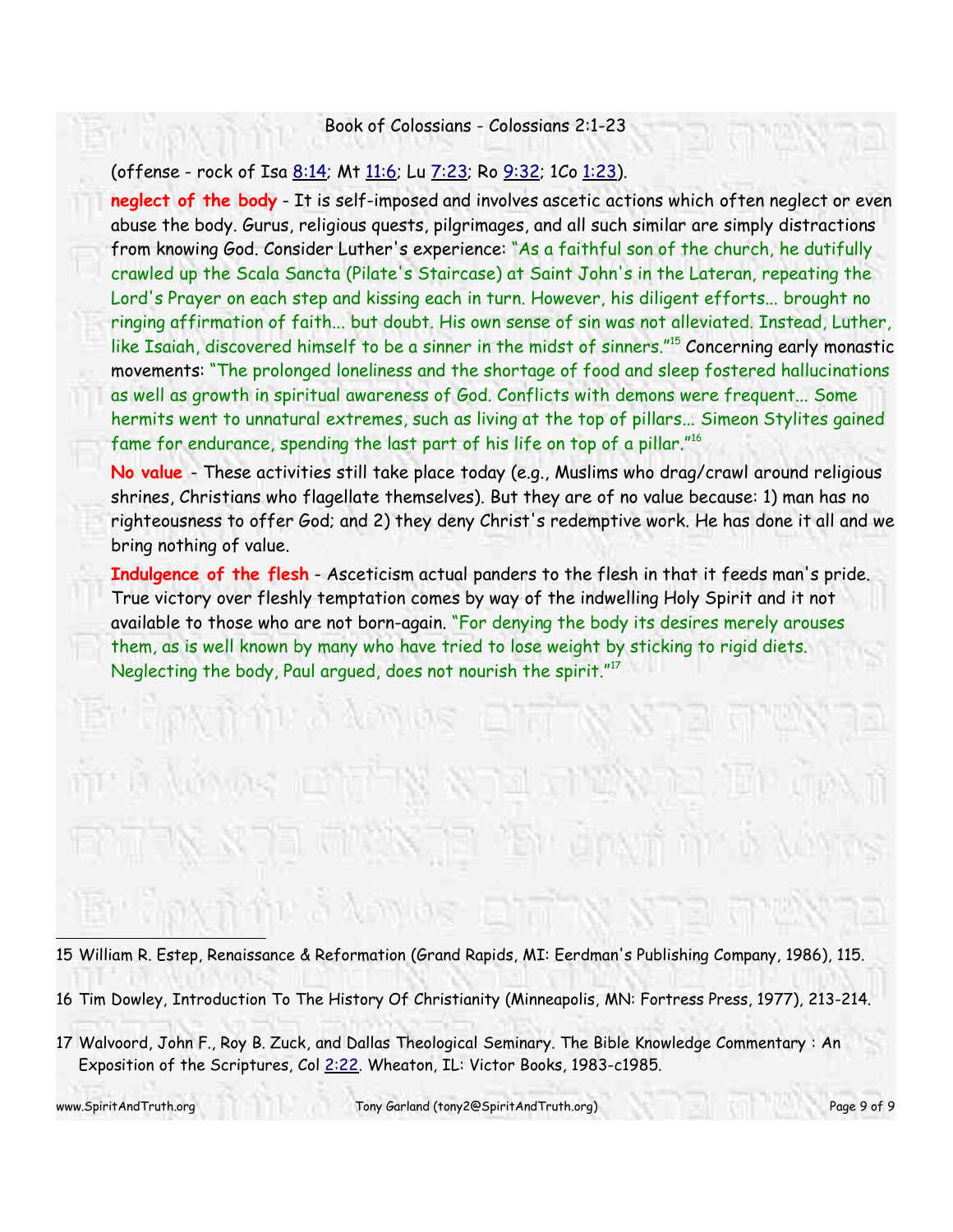(offense - rock of Isa 8:14; Mt 11:6; Lu 7:23; Ro 9:32; 1Co 1:23).

**neglect of the body** - It is self-imposed and involves ascetic actions which often neglect or even abuse the body. Gurus, religious quests, pilgrimages, and all such similar are simply distractions from knowing God. Consider Luther's experience: "As a faithful son of the church, he dutifully crawled up the Scala Sancta (Pilate's Staircase) at Saint John's in the Lateran, repeating the Lord's Prayer on each step and kissing each in turn. However, his diligent efforts... brought no ringing affirmation of faith... but doubt. His own sense of sin was not alleviated. Instead, Luther, like Isaiah, discovered himself to be a sinner in the midst of sinners."[15] Concerning early monastic movements: "The prolonged loneliness and the shortage of food and sleep fostered hallucinations as well as growth in spiritual awareness of God. Conflicts with demons were frequent... Some hermits went to unnatural extremes, such as living at the top of pillars... Simeon Stylites gained fame for endurance, spending the last part of his life on top of a pillar."[16]

**No value** - These activities still take place today (e.g., Muslims who drag/crawl around religious shrines, Christians who flagellate themselves). But they are of no value because: 1) man has no righteousness to offer God; and 2) they deny Christ's redemptive work. He has done it all and we bring nothing of value.

**Indulgence of the flesh** - Asceticism actual panders to the flesh in that it feeds man's pride. True victory over fleshly temptation comes by way of the indwelling Holy Spirit and it not available to those who are not born-again. "For denying the body its desires merely arouses them, as is well known by many who have tried to lose weight by sticking to rigid diets. Neglecting the body, Paul argued, does not nourish the spirit."[17]

---

15 William R. Estep, Renaissance & Reformation (Grand Rapids, MI: Eerdman's Publishing Company, 1986), 115.

16 Tim Dowley, Introduction To The History Of Christianity (Minneapolis, MN: Fortress Press, 1977), 213-214.

17 Walvoord, John F., Roy B. Zuck, and Dallas Theological Seminary. The Bible Knowledge Commentary : An Exposition of the Scriptures, Col 2:22. Wheaton, IL: Victor Books, 1983-c1985.